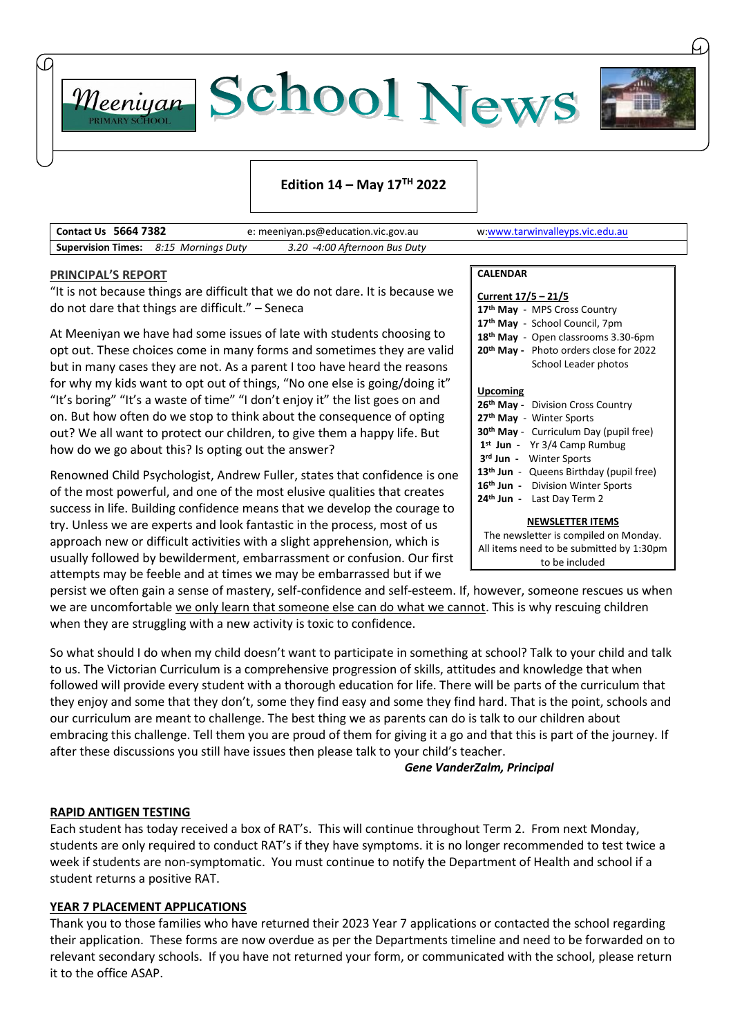# Meeniyan Primary School — School News

**Edition 14 – May 17TH 2022**

| **Contact Us 5664 7382** | e: meeniyan.ps@education.vic.gov.au | w:www.tarwinvalleyps.vic.edu.au |
|---|---|---|
| **Supervision Times:** *8:15 Mornings Duty* | *3.20 -4:00 Afternoon Bus Duty* | |

## PRINCIPAL'S REPORT

"It is not because things are difficult that we do not dare. It is because we do not dare that things are difficult." – Seneca

At Meeniyan we have had some issues of late with students choosing to opt out. These choices come in many forms and sometimes they are valid but in many cases they are not. As a parent I too have heard the reasons for why my kids want to opt out of things, "No one else is going/doing it" "It's boring" "It's a waste of time" "I don't enjoy it" the list goes on and on. But how often do we stop to think about the consequence of opting out? We all want to protect our children, to give them a happy life. But how do we go about this? Is opting out the answer?

Renowned Child Psychologist, Andrew Fuller, states that confidence is one of the most powerful, and one of the most elusive qualities that creates success in life. Building confidence means that we develop the courage to try. Unless we are experts and look fantastic in the process, most of us approach new or difficult activities with a slight apprehension, which is usually followed by bewilderment, embarrassment or confusion. Our first attempts may be feeble and at times we may be embarrassed but if we persist we often gain a sense of mastery, self-confidence and self-esteem. If, however, someone rescues us when we are uncomfortable we only learn that someone else can do what we cannot. This is why rescuing children when they are struggling with a new activity is toxic to confidence.

So what should I do when my child doesn't want to participate in something at school? Talk to your child and talk to us. The Victorian Curriculum is a comprehensive progression of skills, attitudes and knowledge that when followed will provide every student with a thorough education for life. There will be parts of the curriculum that they enjoy and some that they don't, some they find easy and some they find hard. That is the point, schools and our curriculum are meant to challenge. The best thing we as parents can do is talk to our children about embracing this challenge. Tell them you are proud of them for giving it a go and that this is part of the journey. If after these discussions you still have issues then please talk to your child's teacher.

***Gene VanderZalm, Principal***

## CALENDAR

**Current 17/5 – 21/5**

- **17th May** - MPS Cross Country
- **17th May** - School Council, 7pm
- **18th May** - Open classrooms 3.30-6pm
- **20th May** - Photo orders close for 2022 School Leader photos

**Upcoming**

- **26th May** - Division Cross Country
- **27th May** - Winter Sports
- **30th May** - Curriculum Day (pupil free)
- **1st Jun** - Yr 3/4 Camp Rumbug
- **3rd Jun** - Winter Sports
- **13th Jun** - Queens Birthday (pupil free)
- **16th Jun** - Division Winter Sports
- **24th Jun** - Last Day Term 2

**NEWSLETTER ITEMS**

The newsletter is compiled on Monday. All items need to be submitted by 1:30pm to be included

## RAPID ANTIGEN TESTING

Each student has today received a box of RAT's. This will continue throughout Term 2. From next Monday, students are only required to conduct RAT's if they have symptoms. it is no longer recommended to test twice a week if students are non-symptomatic. You must continue to notify the Department of Health and school if a student returns a positive RAT.

## YEAR 7 PLACEMENT APPLICATIONS

Thank you to those families who have returned their 2023 Year 7 applications or contacted the school regarding their application. These forms are now overdue as per the Departments timeline and need to be forwarded on to relevant secondary schools. If you have not returned your form, or communicated with the school, please return it to the office ASAP.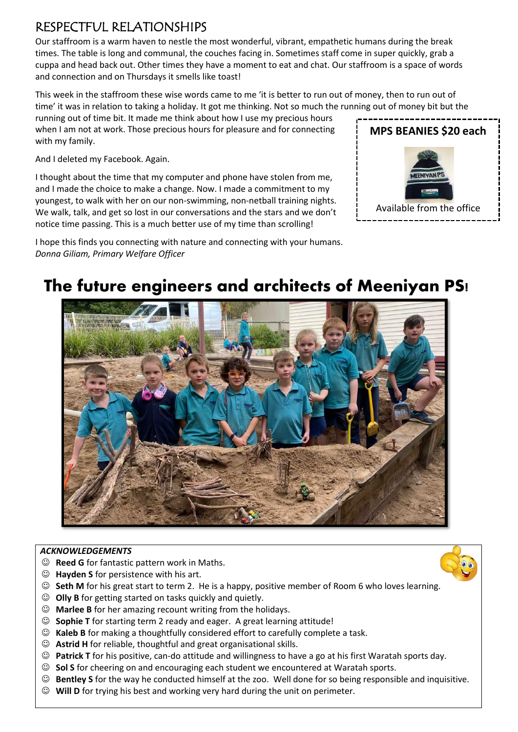## RESPECTFUL RELATIONSHIPS

Our staffroom is a warm haven to nestle the most wonderful, vibrant, empathetic humans during the break times. The table is long and communal, the couches facing in. Sometimes staff come in super quickly, grab a cuppa and head back out. Other times they have a moment to eat and chat. Our staffroom is a space of words and connection and on Thursdays it smells like toast!

This week in the staffroom these wise words came to me 'it is better to run out of money, then to run out of time' it was in relation to taking a holiday. It got me thinking. Not so much the running out of money bit but the running out of time bit. It made me think about how I use my precious hours when I am not at work. Those precious hours for pleasure and for connecting with my family.

And I deleted my Facebook. Again.

I thought about the time that my computer and phone have stolen from me, and I made the choice to make a change. Now. I made a commitment to my youngest, to walk with her on our non-swimming, non-netball training nights. We walk, talk, and get so lost in our conversations and the stars and we don't notice time passing. This is a much better use of my time than scrolling!

I hope this finds you connecting with nature and connecting with your humans.
*Donna Giliam, Primary Welfare Officer*

**MPS BEANIES $20 each**

Available from the office

# The future engineers and architects of Meeniyan PS!

***ACKNOWLEDGEMENTS***

- ☺ **Reed G** for fantastic pattern work in Maths.
- ☺ **Hayden S** for persistence with his art.
- ☺ **Seth M** for his great start to term 2. He is a happy, positive member of Room 6 who loves learning.
- ☺ **Olly B** for getting started on tasks quickly and quietly.
- ☺ **Marlee B** for her amazing recount writing from the holidays.
- ☺ **Sophie T** for starting term 2 ready and eager. A great learning attitude!
- ☺ **Kaleb B** for making a thoughtfully considered effort to carefully complete a task.
- ☺ **Astrid H** for reliable, thoughtful and great organisational skills.
- ☺ **Patrick T** for his positive, can-do attitude and willingness to have a go at his first Waratah sports day.
- ☺ **Sol S** for cheering on and encouraging each student we encountered at Waratah sports.
- ☺ **Bentley S** for the way he conducted himself at the zoo. Well done for so being responsible and inquisitive.
- ☺ **Will D** for trying his best and working very hard during the unit on perimeter.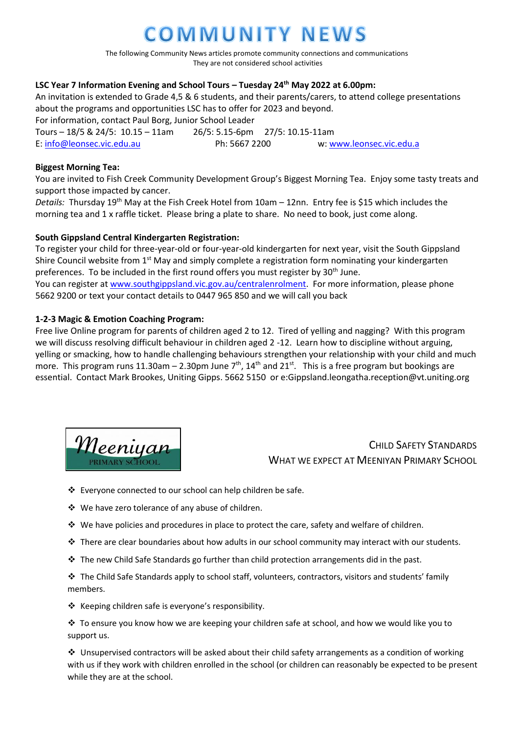# COMMUNITY NEWS

The following Community News articles promote community connections and communications
They are not considered school activities

**LSC Year 7 Information Evening and School Tours – Tuesday 24th May 2022 at 6.00pm:**
An invitation is extended to Grade 4,5 & 6 students, and their parents/carers, to attend college presentations about the programs and opportunities LSC has to offer for 2023 and beyond.
For information, contact Paul Borg, Junior School Leader
Tours – 18/5 & 24/5: 10.15 – 11am 26/5: 5.15-6pm 27/5: 10.15-11am
E: info@leonsec.vic.edu.au Ph: 5667 2200 w: www.leonsec.vic.edu.a

**Biggest Morning Tea:**
You are invited to Fish Creek Community Development Group's Biggest Morning Tea. Enjoy some tasty treats and support those impacted by cancer.
*Details:* Thursday 19th May at the Fish Creek Hotel from 10am – 12nn. Entry fee is $15 which includes the morning tea and 1 x raffle ticket. Please bring a plate to share. No need to book, just come along.

**South Gippsland Central Kindergarten Registration:**
To register your child for three-year-old or four-year-old kindergarten for next year, visit the South Gippsland Shire Council website from 1st May and simply complete a registration form nominating your kindergarten preferences. To be included in the first round offers you must register by 30th June.
You can register at www.southgippsland.vic.gov.au/centralenrolment. For more information, please phone 5662 9200 or text your contact details to 0447 965 850 and we will call you back

**1-2-3 Magic & Emotion Coaching Program:**
Free live Online program for parents of children aged 2 to 12. Tired of yelling and nagging? With this program we will discuss resolving difficult behaviour in children aged 2 -12. Learn how to discipline without arguing, yelling or smacking, how to handle challenging behaviours strengthen your relationship with your child and much more. This program runs 11.30am – 2.30pm June 7th, 14th and 21st. This is a free program but bookings are essential. Contact Mark Brookes, Uniting Gipps. 5662 5150 or e:Gippsland.leongatha.reception@vt.uniting.org

Meeniyan PRIMARY SCHOOL

## CHILD SAFETY STANDARDS
## WHAT WE EXPECT AT MEENIYAN PRIMARY SCHOOL

- Everyone connected to our school can help children be safe.
- We have zero tolerance of any abuse of children.
- We have policies and procedures in place to protect the care, safety and welfare of children.
- There are clear boundaries about how adults in our school community may interact with our students.
- The new Child Safe Standards go further than child protection arrangements did in the past.
- The Child Safe Standards apply to school staff, volunteers, contractors, visitors and students' family members.
- Keeping children safe is everyone's responsibility.
- To ensure you know how we are keeping your children safe at school, and how we would like you to support us.
- Unsupervised contractors will be asked about their child safety arrangements as a condition of working with us if they work with children enrolled in the school (or children can reasonably be expected to be present while they are at the school.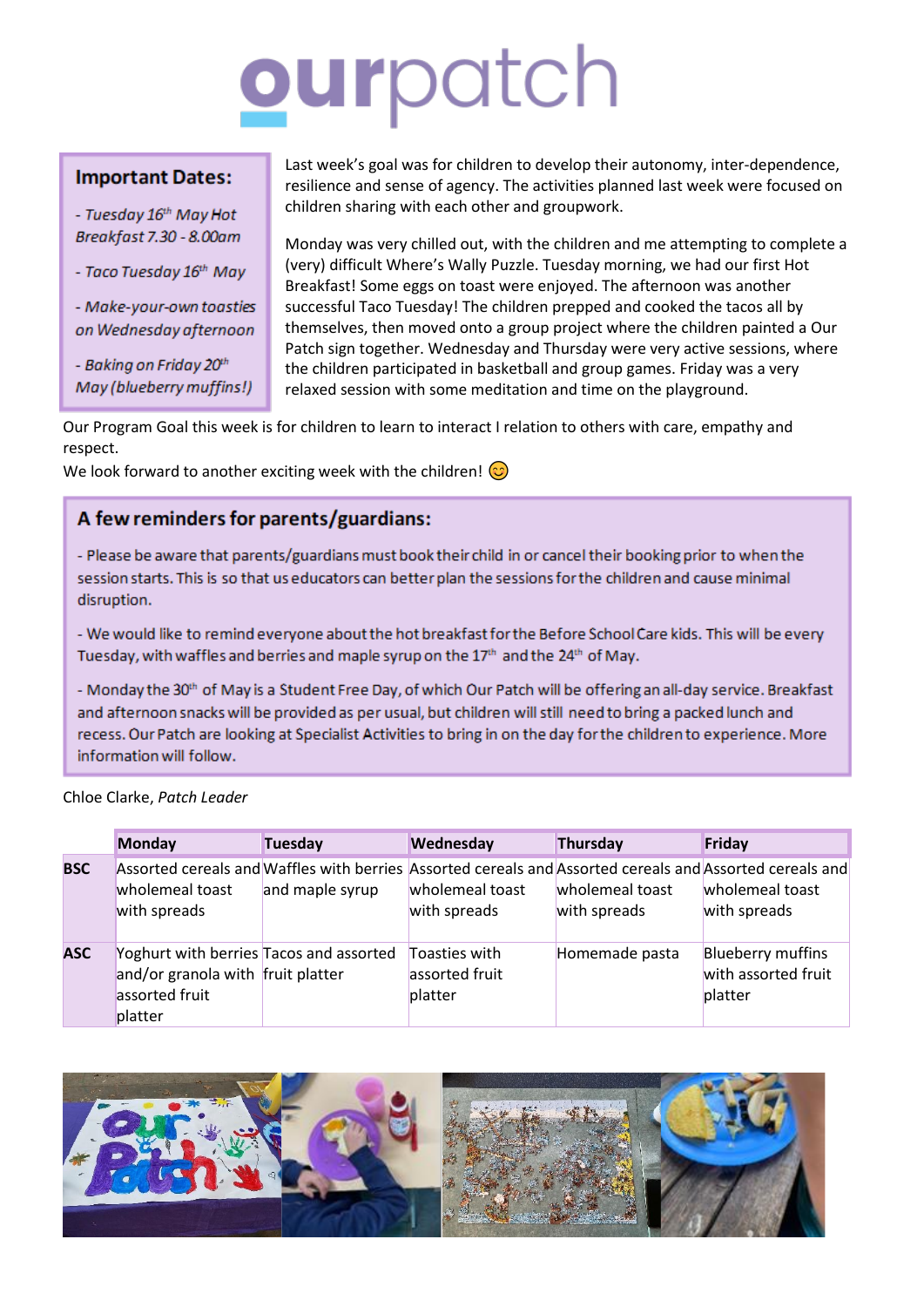# ourpatch

## Important Dates:

*- Tuesday 16th May Hot Breakfast 7.30 - 8.00am*

*- Taco Tuesday 16th May*

*- Make-your-own toasties on Wednesday afternoon*

*- Baking on Friday 20th May (blueberry muffins!)*

Last week's goal was for children to develop their autonomy, inter-dependence, resilience and sense of agency. The activities planned last week were focused on children sharing with each other and groupwork.

Monday was very chilled out, with the children and me attempting to complete a (very) difficult Where's Wally Puzzle. Tuesday morning, we had our first Hot Breakfast! Some eggs on toast were enjoyed. The afternoon was another successful Taco Tuesday! The children prepped and cooked the tacos all by themselves, then moved onto a group project where the children painted a Our Patch sign together. Wednesday and Thursday were very active sessions, where the children participated in basketball and group games. Friday was a very relaxed session with some meditation and time on the playground.

Our Program Goal this week is for children to learn to interact I relation to others with care, empathy and respect.

We look forward to another exciting week with the children! 😊

## A few reminders for parents/guardians:

- Please be aware that parents/guardians must book their child in or cancel their booking prior to when the session starts. This is so that us educators can better plan the sessions for the children and cause minimal disruption.

- We would like to remind everyone about the hot breakfast for the Before School Care kids. This will be every Tuesday, with waffles and berries and maple syrup on the 17th and the 24th of May.

- Monday the 30th of May is a Student Free Day, of which Our Patch will be offering an all-day service. Breakfast and afternoon snacks will be provided as per usual, but children will still need to bring a packed lunch and recess. Our Patch are looking at Specialist Activities to bring in on the day for the children to experience. More information will follow.

Chloe Clarke, *Patch Leader*

| | Monday | Tuesday | Wednesday | Thursday | Friday |
|---|---|---|---|---|---|
| **BSC** | Assorted cereals and wholemeal toast with spreads | Waffles with berries and maple syrup | Assorted cereals and wholemeal toast with spreads | Assorted cereals and wholemeal toast with spreads | Assorted cereals and wholemeal toast with spreads |
| **ASC** | Yoghurt with berries and/or granola with assorted fruit platter | Tacos and assorted fruit platter | Toasties with assorted fruit platter | Homemade pasta | Blueberry muffins with assorted fruit platter |